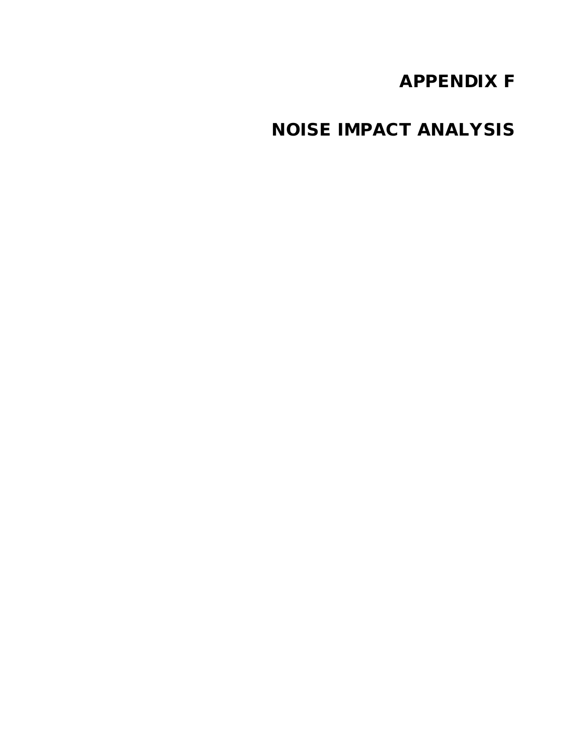# APPENDIX F

# NOISE IMPACT ANALYSIS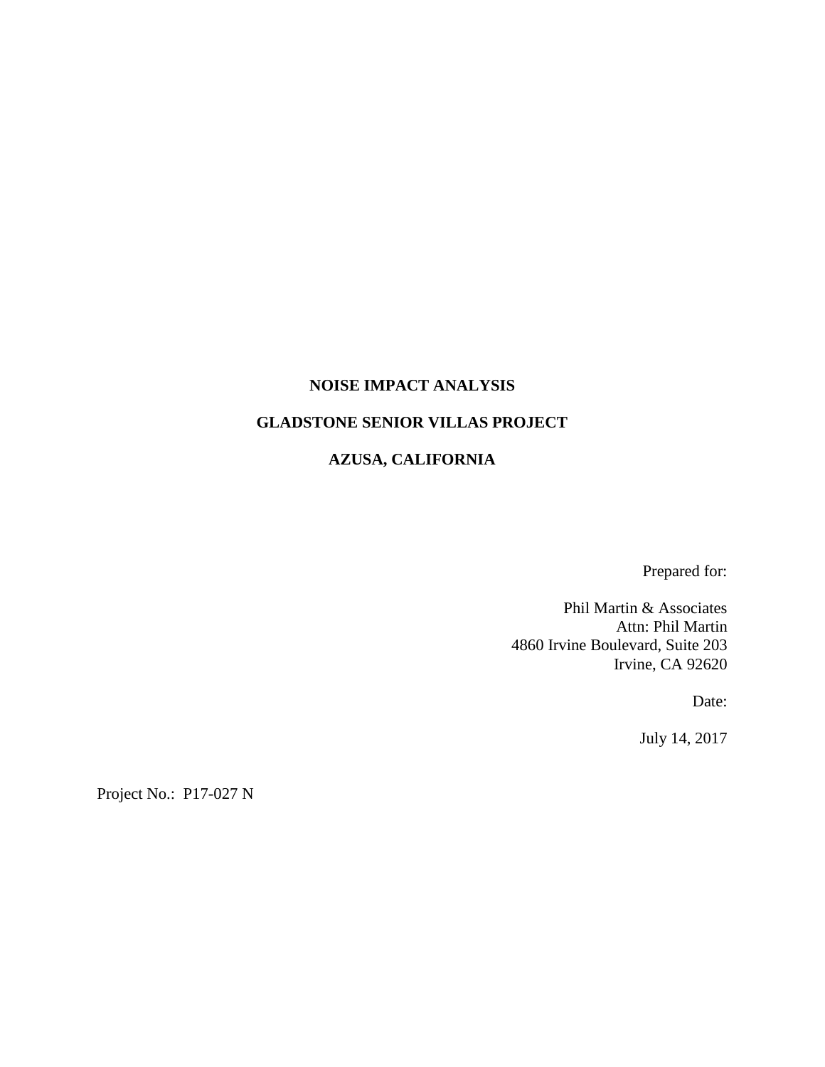# NOISE IMPACT ANALYSIS

# GLADSTONE SENIOR VILLAS PROJECT

# AZUSA, CALIFORNIA

Prepared for:

Phil Martin & Associates
Attn: Phil Martin
4860 Irvine Boulevard, Suite 203
Irvine, CA 92620

Date:

July 14, 2017

Project No.: P17-027 N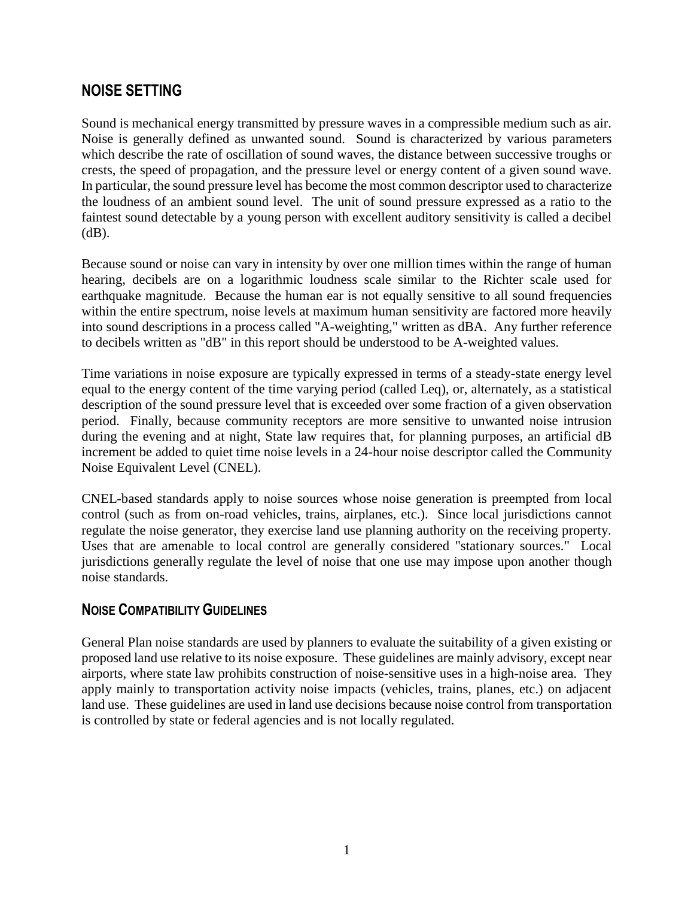## NOISE SETTING

Sound is mechanical energy transmitted by pressure waves in a compressible medium such as air. Noise is generally defined as unwanted sound. Sound is characterized by various parameters which describe the rate of oscillation of sound waves, the distance between successive troughs or crests, the speed of propagation, and the pressure level or energy content of a given sound wave. In particular, the sound pressure level has become the most common descriptor used to characterize the loudness of an ambient sound level. The unit of sound pressure expressed as a ratio to the faintest sound detectable by a young person with excellent auditory sensitivity is called a decibel (dB).

Because sound or noise can vary in intensity by over one million times within the range of human hearing, decibels are on a logarithmic loudness scale similar to the Richter scale used for earthquake magnitude. Because the human ear is not equally sensitive to all sound frequencies within the entire spectrum, noise levels at maximum human sensitivity are factored more heavily into sound descriptions in a process called "A-weighting," written as dBA. Any further reference to decibels written as "dB" in this report should be understood to be A-weighted values.

Time variations in noise exposure are typically expressed in terms of a steady-state energy level equal to the energy content of the time varying period (called Leq), or, alternately, as a statistical description of the sound pressure level that is exceeded over some fraction of a given observation period. Finally, because community receptors are more sensitive to unwanted noise intrusion during the evening and at night, State law requires that, for planning purposes, an artificial dB increment be added to quiet time noise levels in a 24-hour noise descriptor called the Community Noise Equivalent Level (CNEL).

CNEL-based standards apply to noise sources whose noise generation is preempted from local control (such as from on-road vehicles, trains, airplanes, etc.). Since local jurisdictions cannot regulate the noise generator, they exercise land use planning authority on the receiving property. Uses that are amenable to local control are generally considered "stationary sources." Local jurisdictions generally regulate the level of noise that one use may impose upon another though noise standards.

### NOISE COMPATIBILITY GUIDELINES

General Plan noise standards are used by planners to evaluate the suitability of a given existing or proposed land use relative to its noise exposure. These guidelines are mainly advisory, except near airports, where state law prohibits construction of noise-sensitive uses in a high-noise area. They apply mainly to transportation activity noise impacts (vehicles, trains, planes, etc.) on adjacent land use. These guidelines are used in land use decisions because noise control from transportation is controlled by state or federal agencies and is not locally regulated.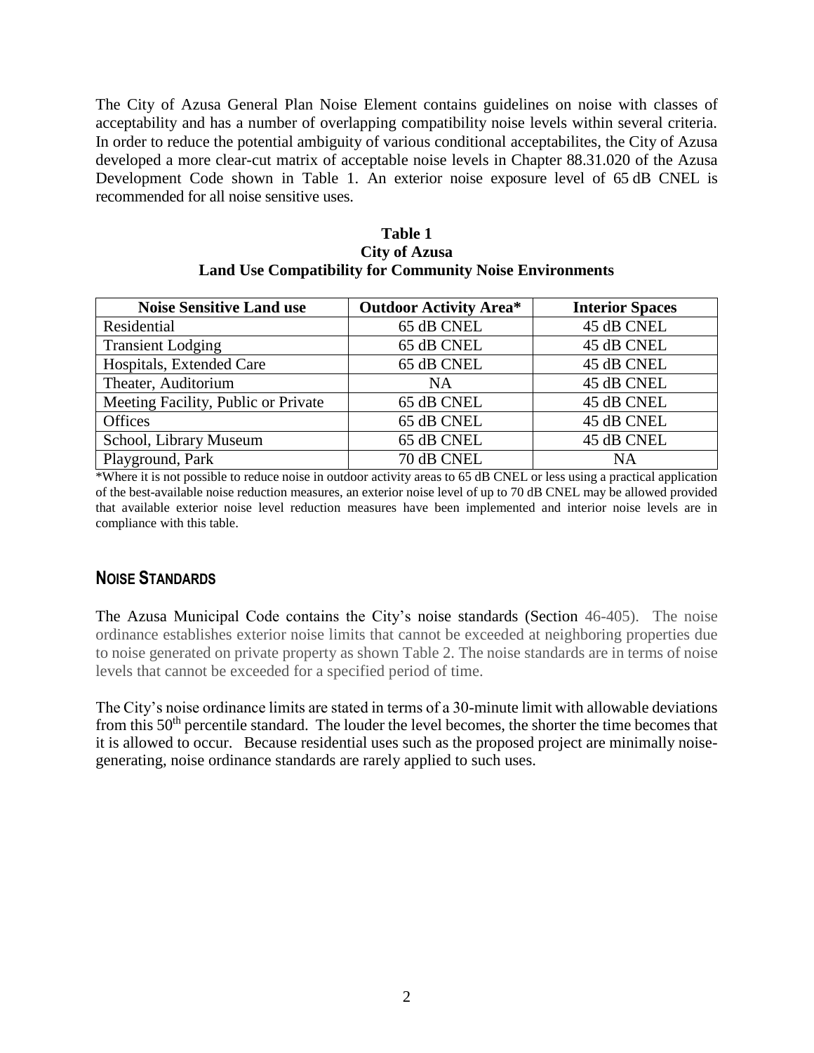The City of Azusa General Plan Noise Element contains guidelines on noise with classes of acceptability and has a number of overlapping compatibility noise levels within several criteria. In order to reduce the potential ambiguity of various conditional acceptabilites, the City of Azusa developed a more clear-cut matrix of acceptable noise levels in Chapter 88.31.020 of the Azusa Development Code shown in Table 1. An exterior noise exposure level of 65 dB CNEL is recommended for all noise sensitive uses.

**Table 1**
**City of Azusa**
**Land Use Compatibility for Community Noise Environments**

| Noise Sensitive Land use | Outdoor Activity Area* | Interior Spaces |
|---|---|---|
| Residential | 65 dB CNEL | 45 dB CNEL |
| Transient Lodging | 65 dB CNEL | 45 dB CNEL |
| Hospitals, Extended Care | 65 dB CNEL | 45 dB CNEL |
| Theater, Auditorium | NA | 45 dB CNEL |
| Meeting Facility, Public or Private | 65 dB CNEL | 45 dB CNEL |
| Offices | 65 dB CNEL | 45 dB CNEL |
| School, Library Museum | 65 dB CNEL | 45 dB CNEL |
| Playground, Park | 70 dB CNEL | NA |

*Where it is not possible to reduce noise in outdoor activity areas to 65 dB CNEL or less using a practical application of the best-available noise reduction measures, an exterior noise level of up to 70 dB CNEL may be allowed provided that available exterior noise level reduction measures have been implemented and interior noise levels are in compliance with this table.

## NOISE STANDARDS

The Azusa Municipal Code contains the City's noise standards (Section 46-405). The noise ordinance establishes exterior noise limits that cannot be exceeded at neighboring properties due to noise generated on private property as shown Table 2. The noise standards are in terms of noise levels that cannot be exceeded for a specified period of time.

The City's noise ordinance limits are stated in terms of a 30-minute limit with allowable deviations from this 50th percentile standard. The louder the level becomes, the shorter the time becomes that it is allowed to occur. Because residential uses such as the proposed project are minimally noise-generating, noise ordinance standards are rarely applied to such uses.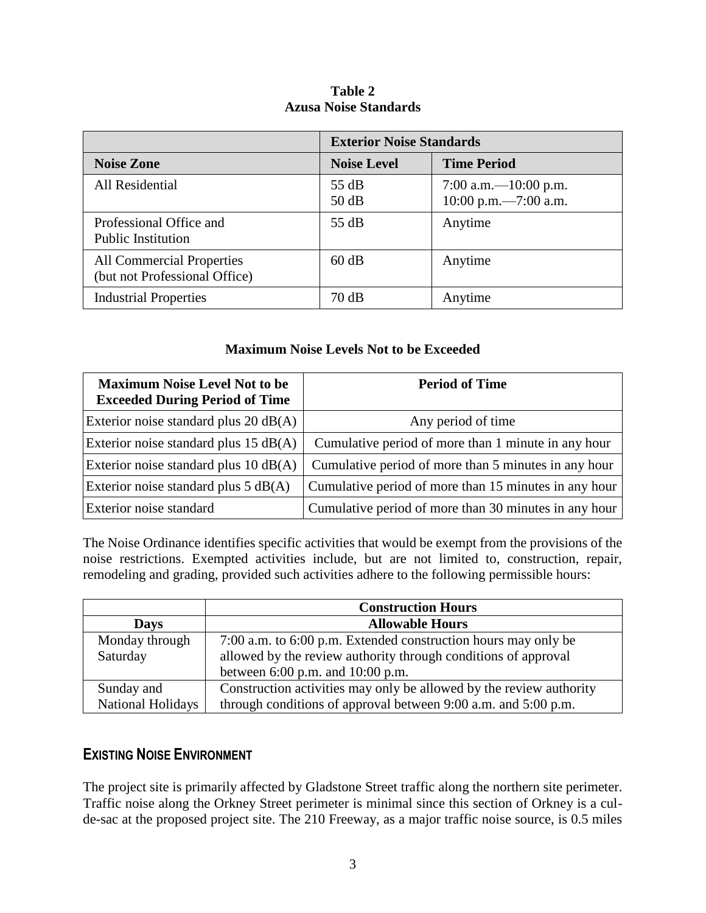**Table 2**
**Azusa Noise Standards**

| | Exterior Noise Standards | |
|---|---|---|
| **Noise Zone** | **Noise Level** | **Time Period** |
| All Residential | 55 dB<br>50 dB | 7:00 a.m.—10:00 p.m.<br>10:00 p.m.—7:00 a.m. |
| Professional Office and Public Institution | 55 dB | Anytime |
| All Commercial Properties (but not Professional Office) | 60 dB | Anytime |
| Industrial Properties | 70 dB | Anytime |

**Maximum Noise Levels Not to be Exceeded**

| Maximum Noise Level Not to be Exceeded During Period of Time | Period of Time |
|---|---|
| Exterior noise standard plus 20 dB(A) | Any period of time |
| Exterior noise standard plus 15 dB(A) | Cumulative period of more than 1 minute in any hour |
| Exterior noise standard plus 10 dB(A) | Cumulative period of more than 5 minutes in any hour |
| Exterior noise standard plus 5 dB(A) | Cumulative period of more than 15 minutes in any hour |
| Exterior noise standard | Cumulative period of more than 30 minutes in any hour |

The Noise Ordinance identifies specific activities that would be exempt from the provisions of the noise restrictions. Exempted activities include, but are not limited to, construction, repair, remodeling and grading, provided such activities adhere to the following permissible hours:

| | Construction Hours |
|---|---|
| **Days** | **Allowable Hours** |
| Monday through Saturday | 7:00 a.m. to 6:00 p.m. Extended construction hours may only be allowed by the review authority through conditions of approval between 6:00 p.m. and 10:00 p.m. |
| Sunday and National Holidays | Construction activities may only be allowed by the review authority through conditions of approval between 9:00 a.m. and 5:00 p.m. |

## EXISTING NOISE ENVIRONMENT

The project site is primarily affected by Gladstone Street traffic along the northern site perimeter. Traffic noise along the Orkney Street perimeter is minimal since this section of Orkney is a cul-de-sac at the proposed project site. The 210 Freeway, as a major traffic noise source, is 0.5 miles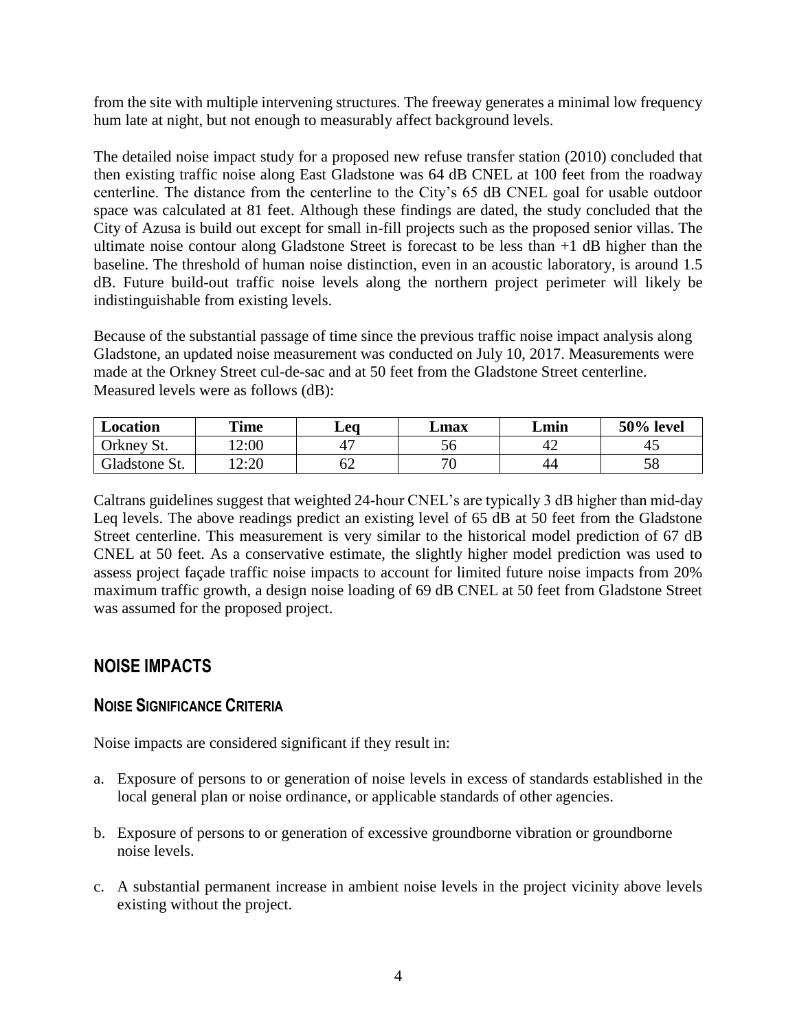from the site with multiple intervening structures. The freeway generates a minimal low frequency hum late at night, but not enough to measurably affect background levels.

The detailed noise impact study for a proposed new refuse transfer station (2010) concluded that then existing traffic noise along East Gladstone was 64 dB CNEL at 100 feet from the roadway centerline. The distance from the centerline to the City's 65 dB CNEL goal for usable outdoor space was calculated at 81 feet. Although these findings are dated, the study concluded that the City of Azusa is build out except for small in-fill projects such as the proposed senior villas. The ultimate noise contour along Gladstone Street is forecast to be less than +1 dB higher than the baseline. The threshold of human noise distinction, even in an acoustic laboratory, is around 1.5 dB. Future build-out traffic noise levels along the northern project perimeter will likely be indistinguishable from existing levels.

Because of the substantial passage of time since the previous traffic noise impact analysis along Gladstone, an updated noise measurement was conducted on July 10, 2017. Measurements were made at the Orkney Street cul-de-sac and at 50 feet from the Gladstone Street centerline. Measured levels were as follows (dB):

| Location | Time | Leq | Lmax | Lmin | 50% level |
|---|---|---|---|---|---|
| Orkney St. | 12:00 | 47 | 56 | 42 | 45 |
| Gladstone St. | 12:20 | 62 | 70 | 44 | 58 |

Caltrans guidelines suggest that weighted 24-hour CNEL's are typically 3 dB higher than mid-day Leq levels. The above readings predict an existing level of 65 dB at 50 feet from the Gladstone Street centerline. This measurement is very similar to the historical model prediction of 67 dB CNEL at 50 feet. As a conservative estimate, the slightly higher model prediction was used to assess project façade traffic noise impacts to account for limited future noise impacts from 20% maximum traffic growth, a design noise loading of 69 dB CNEL at 50 feet from Gladstone Street was assumed for the proposed project.

## NOISE IMPACTS

### NOISE SIGNIFICANCE CRITERIA

Noise impacts are considered significant if they result in:

a. Exposure of persons to or generation of noise levels in excess of standards established in the local general plan or noise ordinance, or applicable standards of other agencies.

b. Exposure of persons to or generation of excessive groundborne vibration or groundborne noise levels.

c. A substantial permanent increase in ambient noise levels in the project vicinity above levels existing without the project.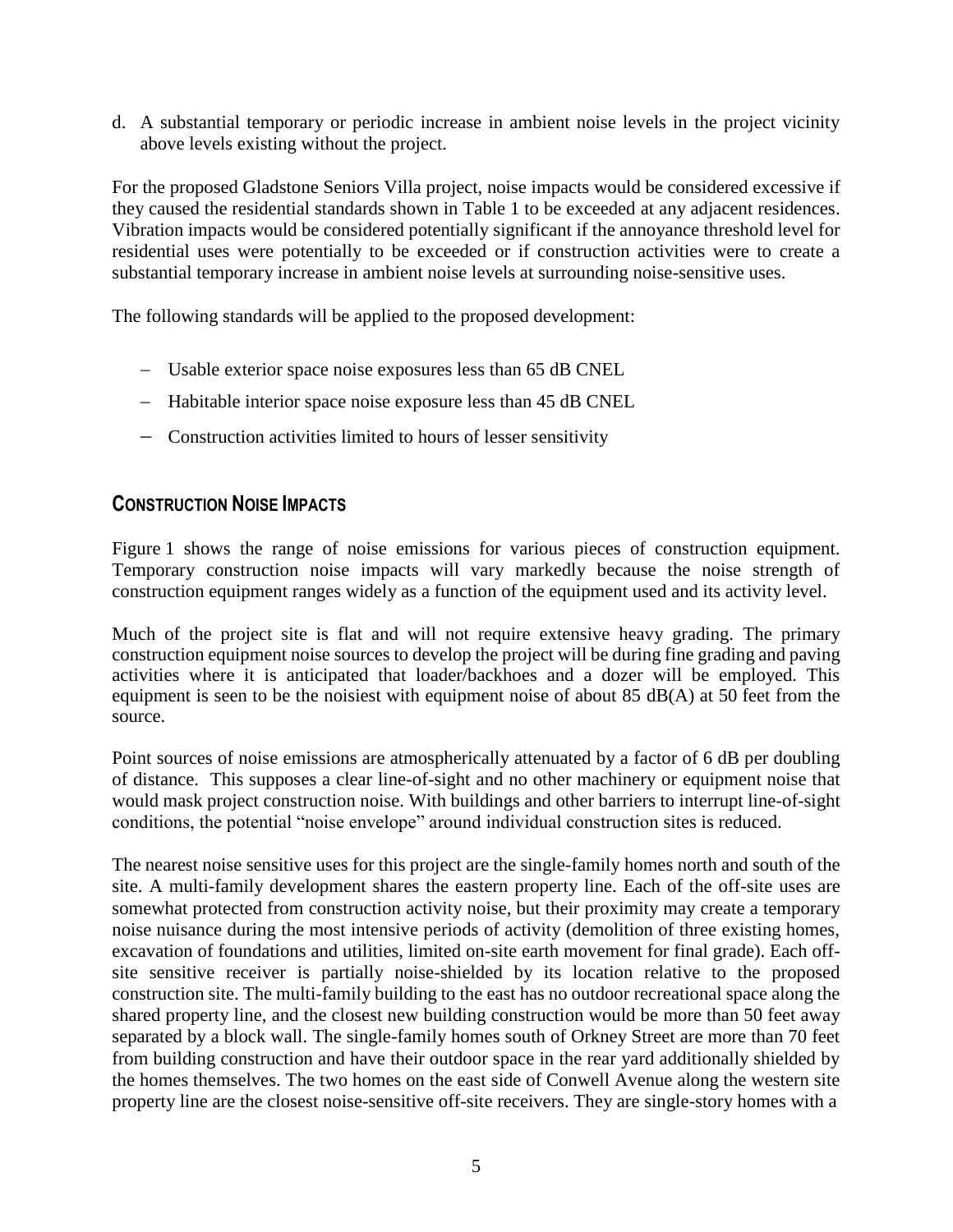d. A substantial temporary or periodic increase in ambient noise levels in the project vicinity above levels existing without the project.

For the proposed Gladstone Seniors Villa project, noise impacts would be considered excessive if they caused the residential standards shown in Table 1 to be exceeded at any adjacent residences. Vibration impacts would be considered potentially significant if the annoyance threshold level for residential uses were potentially to be exceeded or if construction activities were to create a substantial temporary increase in ambient noise levels at surrounding noise-sensitive uses.

The following standards will be applied to the proposed development:

- Usable exterior space noise exposures less than 65 dB CNEL
- Habitable interior space noise exposure less than 45 dB CNEL
- Construction activities limited to hours of lesser sensitivity

## CONSTRUCTION NOISE IMPACTS

Figure 1 shows the range of noise emissions for various pieces of construction equipment. Temporary construction noise impacts will vary markedly because the noise strength of construction equipment ranges widely as a function of the equipment used and its activity level.

Much of the project site is flat and will not require extensive heavy grading. The primary construction equipment noise sources to develop the project will be during fine grading and paving activities where it is anticipated that loader/backhoes and a dozer will be employed. This equipment is seen to be the noisiest with equipment noise of about 85 dB(A) at 50 feet from the source.

Point sources of noise emissions are atmospherically attenuated by a factor of 6 dB per doubling of distance. This supposes a clear line-of-sight and no other machinery or equipment noise that would mask project construction noise. With buildings and other barriers to interrupt line-of-sight conditions, the potential "noise envelope" around individual construction sites is reduced.

The nearest noise sensitive uses for this project are the single-family homes north and south of the site. A multi-family development shares the eastern property line. Each of the off-site uses are somewhat protected from construction activity noise, but their proximity may create a temporary noise nuisance during the most intensive periods of activity (demolition of three existing homes, excavation of foundations and utilities, limited on-site earth movement for final grade). Each off-site sensitive receiver is partially noise-shielded by its location relative to the proposed construction site. The multi-family building to the east has no outdoor recreational space along the shared property line, and the closest new building construction would be more than 50 feet away separated by a block wall. The single-family homes south of Orkney Street are more than 70 feet from building construction and have their outdoor space in the rear yard additionally shielded by the homes themselves. The two homes on the east side of Conwell Avenue along the western site property line are the closest noise-sensitive off-site receivers. They are single-story homes with a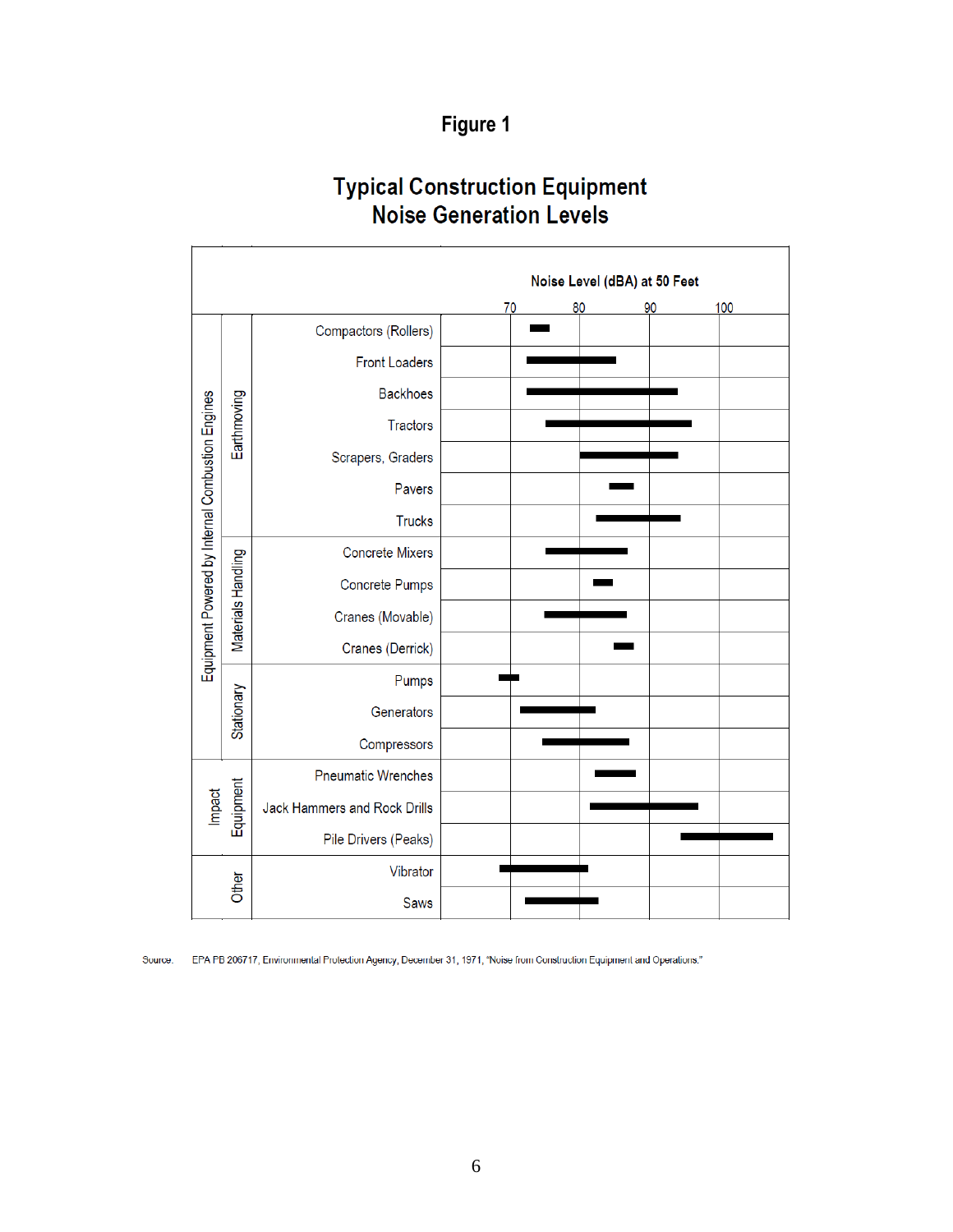# Figure 1

## Typical Construction Equipment Noise Generation Levels

Noise Level (dBA) at 50 Feet

| Category | Subcategory | Equipment | Approx. Range (dBA) |
|---|---|---|---|
| Equipment Powered by Internal Combustion Engines | Earthmoving | Compactors (Rollers) | 73–76 |
| | | Front Loaders | 72–85 |
| | | Backhoes | 72–94 |
| | | Tractors | 75–96 |
| | | Scrapers, Graders | 80–94 |
| | | Pavers | 84–87 |
| | | Trucks | 82–94 |
| | Materials Handling | Concrete Mixers | 75–87 |
| | | Concrete Pumps | 81–84 |
| | | Cranes (Movable) | 75–87 |
| | | Cranes (Derrick) | 85–88 |
| | Stationary | Pumps | 69–72 |
| | | Generators | 71–82 |
| | | Compressors | 74–87 |
| Impact Equipment | | Pneumatic Wrenches | 82–88 |
| | | Jack Hammers and Rock Drills | 81–97 |
| | | Pile Drivers (Peaks) | 94–107 |
| Other | | Vibrator | 69–82 |
| | | Saws | 72–82 |

Source. EPA PB 206717, Environmental Protection Agency, December 31, 1971, "Noise from Construction Equipment and Operations."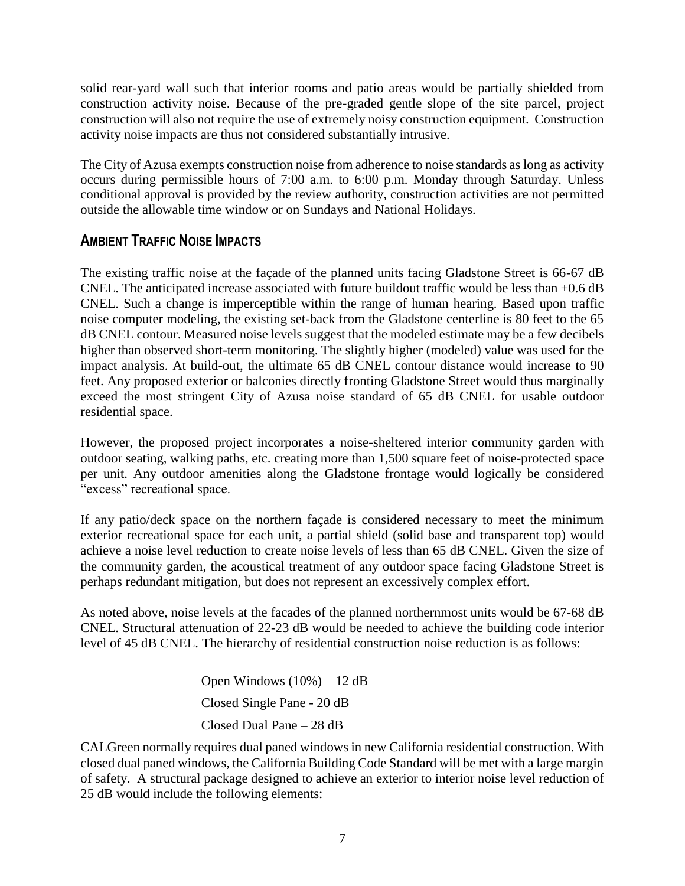solid rear-yard wall such that interior rooms and patio areas would be partially shielded from construction activity noise. Because of the pre-graded gentle slope of the site parcel, project construction will also not require the use of extremely noisy construction equipment. Construction activity noise impacts are thus not considered substantially intrusive.

The City of Azusa exempts construction noise from adherence to noise standards as long as activity occurs during permissible hours of 7:00 a.m. to 6:00 p.m. Monday through Saturday. Unless conditional approval is provided by the review authority, construction activities are not permitted outside the allowable time window or on Sundays and National Holidays.

## AMBIENT TRAFFIC NOISE IMPACTS

The existing traffic noise at the façade of the planned units facing Gladstone Street is 66-67 dB CNEL. The anticipated increase associated with future buildout traffic would be less than +0.6 dB CNEL. Such a change is imperceptible within the range of human hearing. Based upon traffic noise computer modeling, the existing set-back from the Gladstone centerline is 80 feet to the 65 dB CNEL contour. Measured noise levels suggest that the modeled estimate may be a few decibels higher than observed short-term monitoring. The slightly higher (modeled) value was used for the impact analysis. At build-out, the ultimate 65 dB CNEL contour distance would increase to 90 feet. Any proposed exterior or balconies directly fronting Gladstone Street would thus marginally exceed the most stringent City of Azusa noise standard of 65 dB CNEL for usable outdoor residential space.

However, the proposed project incorporates a noise-sheltered interior community garden with outdoor seating, walking paths, etc. creating more than 1,500 square feet of noise-protected space per unit. Any outdoor amenities along the Gladstone frontage would logically be considered "excess" recreational space.

If any patio/deck space on the northern façade is considered necessary to meet the minimum exterior recreational space for each unit, a partial shield (solid base and transparent top) would achieve a noise level reduction to create noise levels of less than 65 dB CNEL. Given the size of the community garden, the acoustical treatment of any outdoor space facing Gladstone Street is perhaps redundant mitigation, but does not represent an excessively complex effort.

As noted above, noise levels at the facades of the planned northernmost units would be 67-68 dB CNEL. Structural attenuation of 22-23 dB would be needed to achieve the building code interior level of 45 dB CNEL. The hierarchy of residential construction noise reduction is as follows:

Open Windows (10%) – 12 dB

Closed Single Pane - 20 dB

Closed Dual Pane – 28 dB

CALGreen normally requires dual paned windows in new California residential construction. With closed dual paned windows, the California Building Code Standard will be met with a large margin of safety. A structural package designed to achieve an exterior to interior noise level reduction of 25 dB would include the following elements: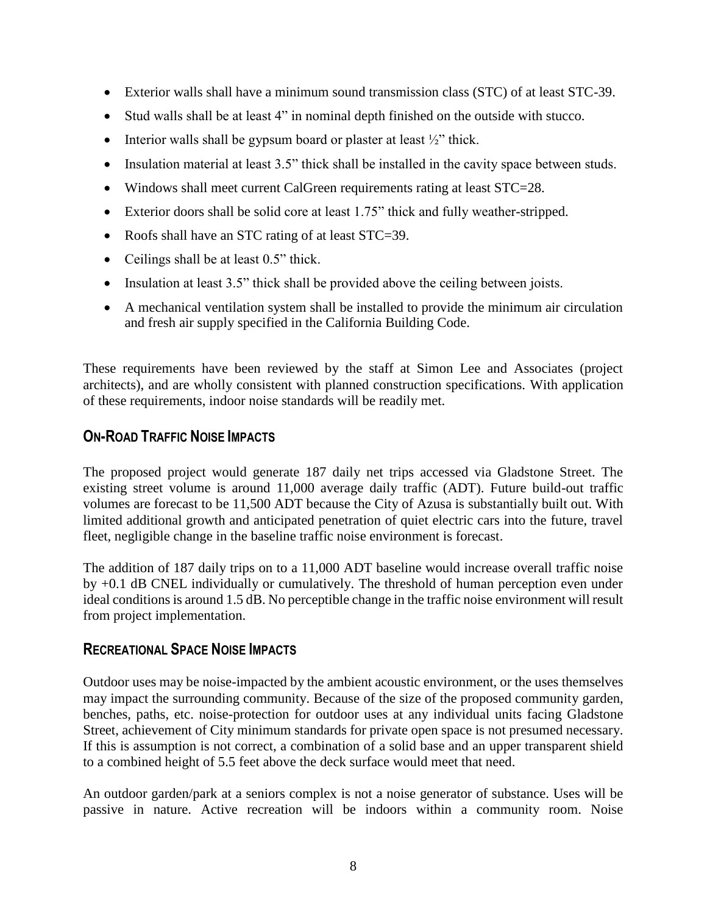- Exterior walls shall have a minimum sound transmission class (STC) of at least STC-39.
- Stud walls shall be at least 4" in nominal depth finished on the outside with stucco.
- Interior walls shall be gypsum board or plaster at least ½" thick.
- Insulation material at least 3.5" thick shall be installed in the cavity space between studs.
- Windows shall meet current CalGreen requirements rating at least STC=28.
- Exterior doors shall be solid core at least 1.75" thick and fully weather-stripped.
- Roofs shall have an STC rating of at least STC=39.
- Ceilings shall be at least 0.5" thick.
- Insulation at least 3.5" thick shall be provided above the ceiling between joists.
- A mechanical ventilation system shall be installed to provide the minimum air circulation and fresh air supply specified in the California Building Code.

These requirements have been reviewed by the staff at Simon Lee and Associates (project architects), and are wholly consistent with planned construction specifications. With application of these requirements, indoor noise standards will be readily met.

## ON-ROAD TRAFFIC NOISE IMPACTS

The proposed project would generate 187 daily net trips accessed via Gladstone Street. The existing street volume is around 11,000 average daily traffic (ADT). Future build-out traffic volumes are forecast to be 11,500 ADT because the City of Azusa is substantially built out. With limited additional growth and anticipated penetration of quiet electric cars into the future, travel fleet, negligible change in the baseline traffic noise environment is forecast.

The addition of 187 daily trips on to a 11,000 ADT baseline would increase overall traffic noise by +0.1 dB CNEL individually or cumulatively. The threshold of human perception even under ideal conditions is around 1.5 dB. No perceptible change in the traffic noise environment will result from project implementation.

## RECREATIONAL SPACE NOISE IMPACTS

Outdoor uses may be noise-impacted by the ambient acoustic environment, or the uses themselves may impact the surrounding community. Because of the size of the proposed community garden, benches, paths, etc. noise-protection for outdoor uses at any individual units facing Gladstone Street, achievement of City minimum standards for private open space is not presumed necessary. If this is assumption is not correct, a combination of a solid base and an upper transparent shield to a combined height of 5.5 feet above the deck surface would meet that need.

An outdoor garden/park at a seniors complex is not a noise generator of substance. Uses will be passive in nature. Active recreation will be indoors within a community room. Noise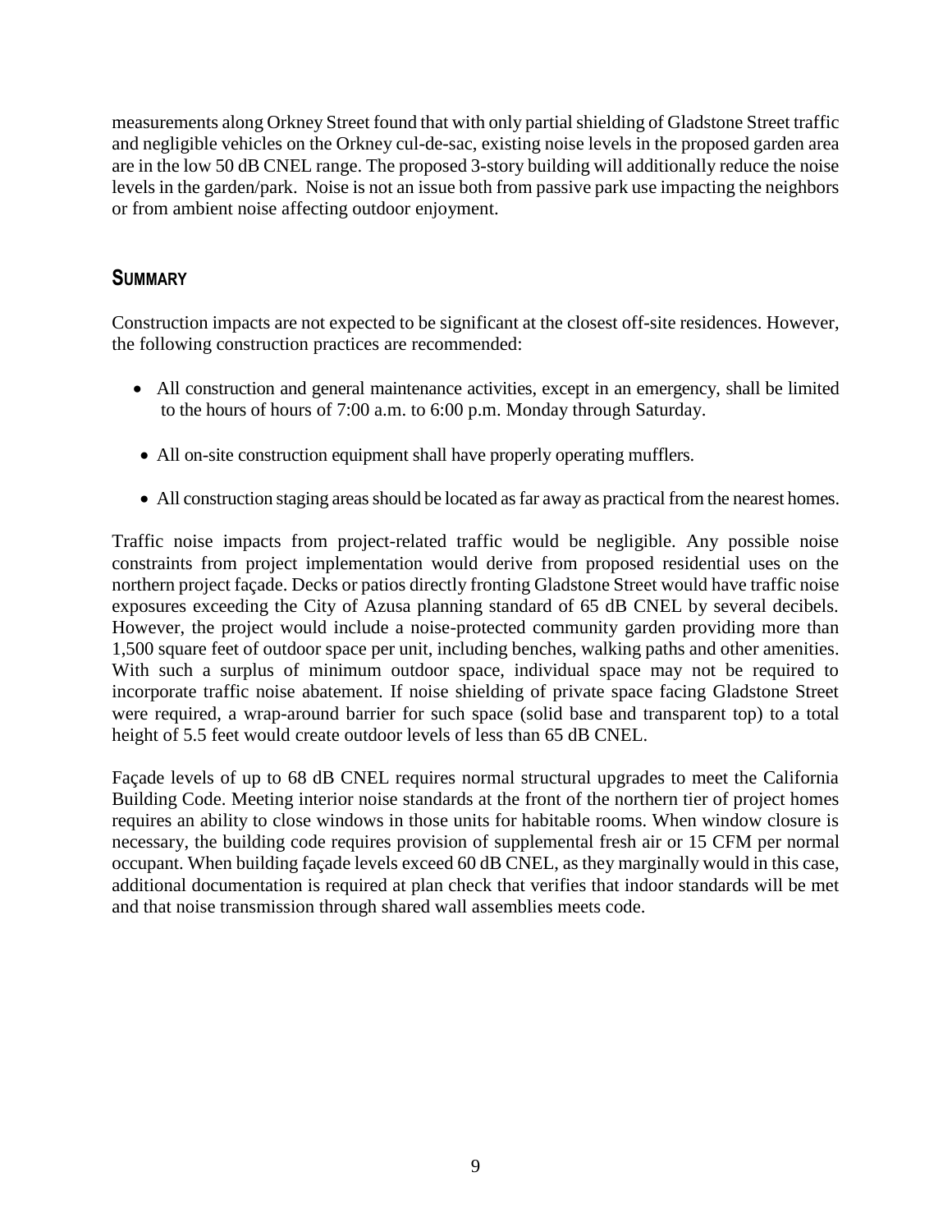measurements along Orkney Street found that with only partial shielding of Gladstone Street traffic and negligible vehicles on the Orkney cul-de-sac, existing noise levels in the proposed garden area are in the low 50 dB CNEL range. The proposed 3-story building will additionally reduce the noise levels in the garden/park. Noise is not an issue both from passive park use impacting the neighbors or from ambient noise affecting outdoor enjoyment.

## SUMMARY

Construction impacts are not expected to be significant at the closest off-site residences. However, the following construction practices are recommended:

- All construction and general maintenance activities, except in an emergency, shall be limited to the hours of hours of 7:00 a.m. to 6:00 p.m. Monday through Saturday.
- All on-site construction equipment shall have properly operating mufflers.
- All construction staging areas should be located as far away as practical from the nearest homes.

Traffic noise impacts from project-related traffic would be negligible. Any possible noise constraints from project implementation would derive from proposed residential uses on the northern project façade. Decks or patios directly fronting Gladstone Street would have traffic noise exposures exceeding the City of Azusa planning standard of 65 dB CNEL by several decibels. However, the project would include a noise-protected community garden providing more than 1,500 square feet of outdoor space per unit, including benches, walking paths and other amenities. With such a surplus of minimum outdoor space, individual space may not be required to incorporate traffic noise abatement. If noise shielding of private space facing Gladstone Street were required, a wrap-around barrier for such space (solid base and transparent top) to a total height of 5.5 feet would create outdoor levels of less than 65 dB CNEL.

Façade levels of up to 68 dB CNEL requires normal structural upgrades to meet the California Building Code. Meeting interior noise standards at the front of the northern tier of project homes requires an ability to close windows in those units for habitable rooms. When window closure is necessary, the building code requires provision of supplemental fresh air or 15 CFM per normal occupant. When building façade levels exceed 60 dB CNEL, as they marginally would in this case, additional documentation is required at plan check that verifies that indoor standards will be met and that noise transmission through shared wall assemblies meets code.